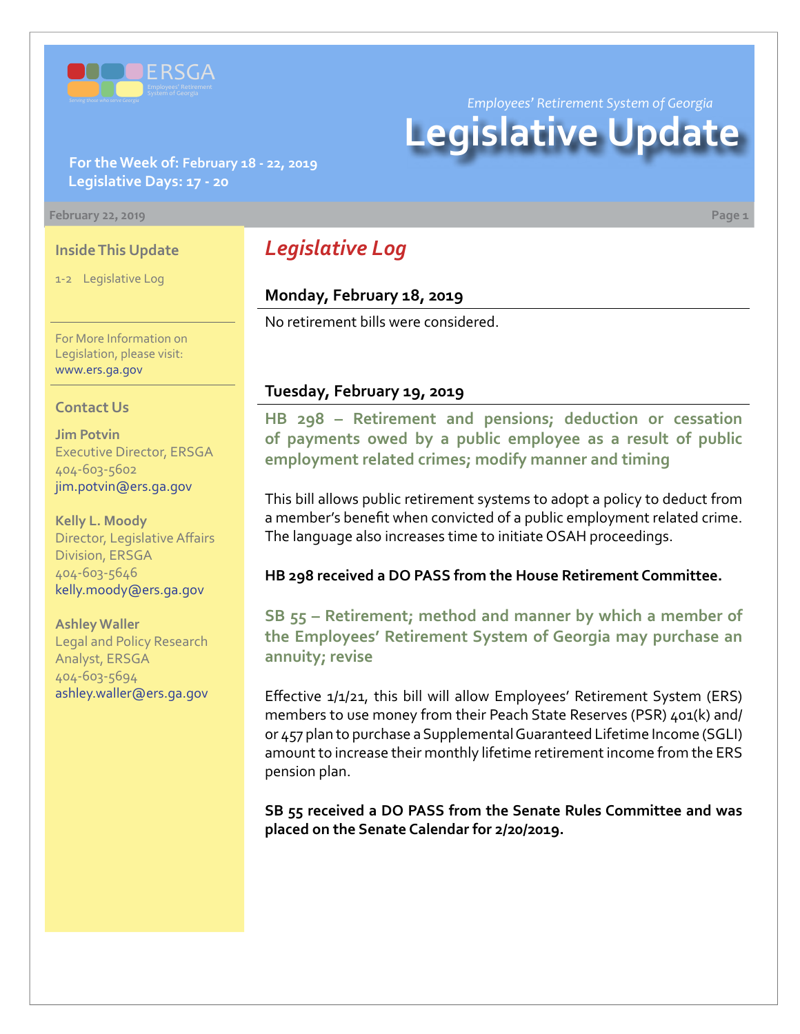Employees' Retirement System of Georgia

# Legislative Update

**For the Week of: February 18 - 22, 2019**
**Legislative Days: 17 - 20**

February 22, 2019

### Inside This Update

1-2 Legislative Log

For More Information on Legislation, please visit: www.ers.ga.gov

### Contact Us

**Jim Potvin**
Executive Director, ERSGA
404-603-5602
jim.potvin@ers.ga.gov

**Kelly L. Moody**
Director, Legislative Affairs Division, ERSGA
404-603-5646
kelly.moody@ers.ga.gov

**Ashley Waller**
Legal and Policy Research Analyst, ERSGA
404-603-5694
ashley.waller@ers.ga.gov

## *Legislative Log*

### Monday, February 18, 2019

No retirement bills were considered.

### Tuesday, February 19, 2019

**HB 298 – Retirement and pensions; deduction or cessation of payments owed by a public employee as a result of public employment related crimes; modify manner and timing**

This bill allows public retirement systems to adopt a policy to deduct from a member's benefit when convicted of a public employment related crime. The language also increases time to initiate OSAH proceedings.

**HB 298 received a DO PASS from the House Retirement Committee.**

**SB 55 – Retirement; method and manner by which a member of the Employees' Retirement System of Georgia may purchase an annuity; revise**

Effective 1/1/21, this bill will allow Employees' Retirement System (ERS) members to use money from their Peach State Reserves (PSR) 401(k) and/or 457 plan to purchase a Supplemental Guaranteed Lifetime Income (SGLI) amount to increase their monthly lifetime retirement income from the ERS pension plan.

**SB 55 received a DO PASS from the Senate Rules Committee and was placed on the Senate Calendar for 2/20/2019.**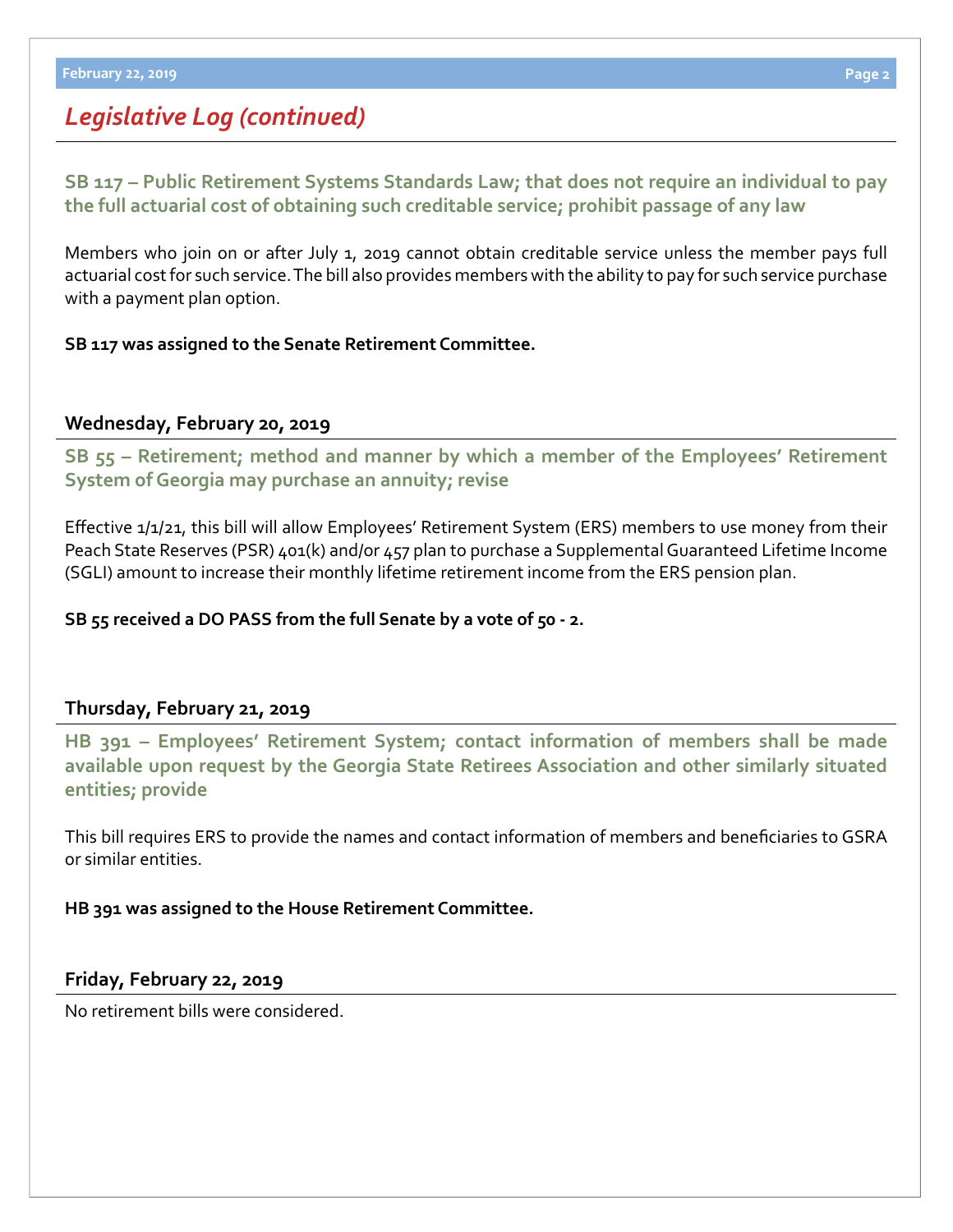## *Legislative Log (continued)*

### SB 117 – Public Retirement Systems Standards Law; that does not require an individual to pay the full actuarial cost of obtaining such creditable service; prohibit passage of any law

Members who join on or after July 1, 2019 cannot obtain creditable service unless the member pays full actuarial cost for such service. The bill also provides members with the ability to pay for such service purchase with a payment plan option.

**SB 117 was assigned to the Senate Retirement Committee.**

## Wednesday, February 20, 2019

### SB 55 – Retirement; method and manner by which a member of the Employees' Retirement System of Georgia may purchase an annuity; revise

Effective 1/1/21, this bill will allow Employees' Retirement System (ERS) members to use money from their Peach State Reserves (PSR) 401(k) and/or 457 plan to purchase a Supplemental Guaranteed Lifetime Income (SGLI) amount to increase their monthly lifetime retirement income from the ERS pension plan.

**SB 55 received a DO PASS from the full Senate by a vote of 50 - 2.**

## Thursday, February 21, 2019

### HB 391 – Employees' Retirement System; contact information of members shall be made available upon request by the Georgia State Retirees Association and other similarly situated entities; provide

This bill requires ERS to provide the names and contact information of members and beneficiaries to GSRA or similar entities.

**HB 391 was assigned to the House Retirement Committee.**

## Friday, February 22, 2019

No retirement bills were considered.